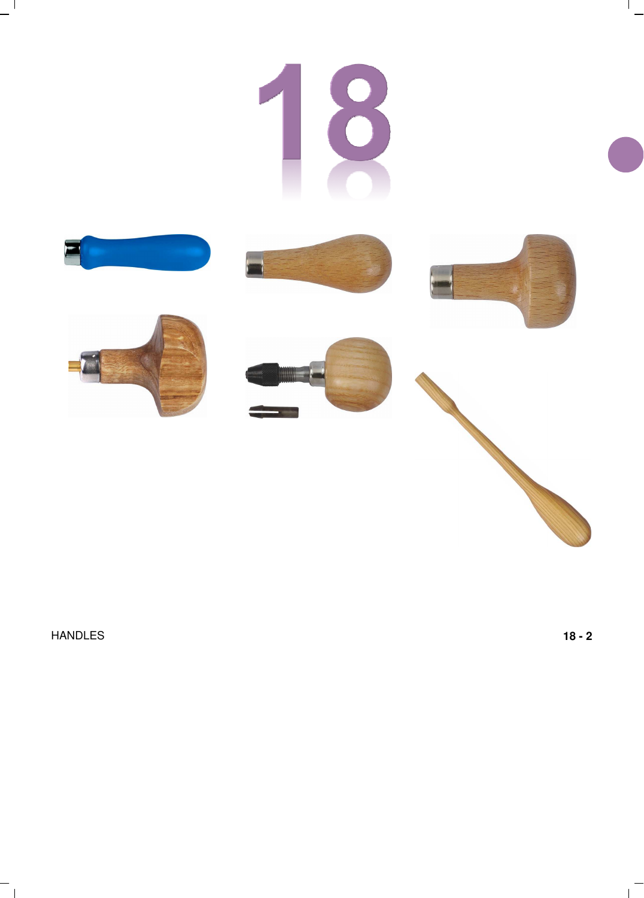# 18

HANDLES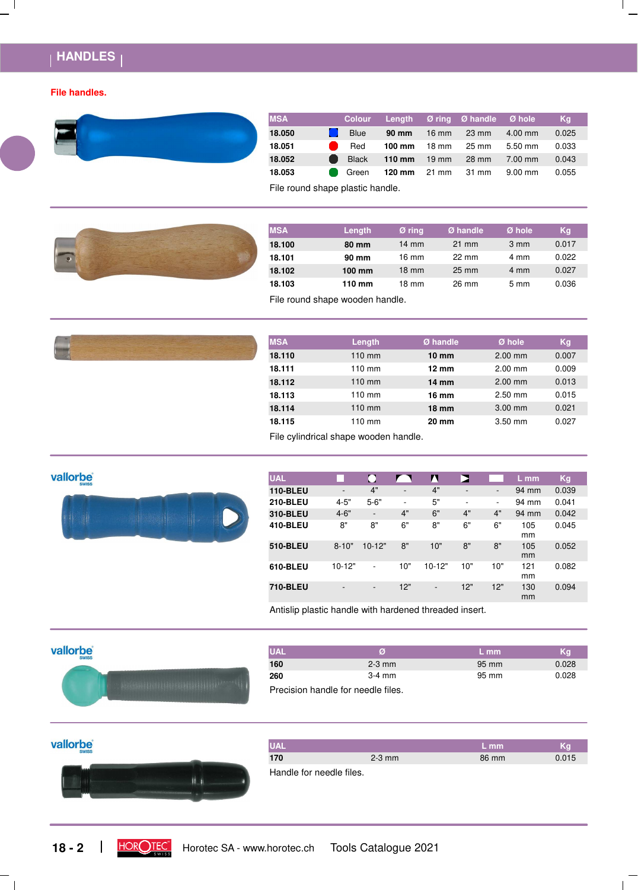# HANDLES

**File handles.**

| MSA | Colour | Length | Ø ring | Ø handle | Ø hole | Kg |
|---|---|---|---|---|---|---|
| **18.050** | Blue | **90 mm** | 16 mm | 23 mm | 4.00 mm | 0.025 |
| **18.051** | Red | **100 mm** | 18 mm | 25 mm | 5.50 mm | 0.033 |
| **18.052** | Black | **110 mm** | 19 mm | 28 mm | 7.00 mm | 0.043 |
| **18.053** | Green | **120 mm** | 21 mm | 31 mm | 9.00 mm | 0.055 |

File round shape plastic handle.

| MSA | Length | Ø ring | Ø handle | Ø hole | Kg |
|---|---|---|---|---|---|
| **18.100** | **80 mm** | 14 mm | 21 mm | 3 mm | 0.017 |
| **18.101** | **90 mm** | 16 mm | 22 mm | 4 mm | 0.022 |
| **18.102** | **100 mm** | 18 mm | 25 mm | 4 mm | 0.027 |
| **18.103** | **110 mm** | 18 mm | 26 mm | 5 mm | 0.036 |

File round shape wooden handle.

| MSA | Length | Ø handle | Ø hole | Kg |
|---|---|---|---|---|
| **18.110** | 110 mm | **10 mm** | 2.00 mm | 0.007 |
| **18.111** | 110 mm | **12 mm** | 2.00 mm | 0.009 |
| **18.112** | 110 mm | **14 mm** | 2.00 mm | 0.013 |
| **18.113** | 110 mm | **16 mm** | 2.50 mm | 0.015 |
| **18.114** | 110 mm | **18 mm** | 3.00 mm | 0.021 |
| **18.115** | 110 mm | **20 mm** | 3.50 mm | 0.027 |

File cylindrical shape wooden handle.

vallorbe SWISS

| UAL | ■ | ● | ◠ | ▲ | ▶ | ▬ | L mm | Kg |
|---|---|---|---|---|---|---|---|---|
| **110-BLEU** | - | 4" | - | 4" | - | - | 94 mm | 0.039 |
| **210-BLEU** | 4-5" | 5-6" | - | 5" | - | - | 94 mm | 0.041 |
| **310-BLEU** | 4-6" | - | 4" | 6" | 4" | 4" | 94 mm | 0.042 |
| **410-BLEU** | 8" | 8" | 6" | 8" | 6" | 6" | 105 mm | 0.045 |
| **510-BLEU** | 8-10" | 10-12" | 8" | 10" | 8" | 8" | 105 mm | 0.052 |
| **610-BLEU** | 10-12" | - | 10" | 10-12" | 10" | 10" | 121 mm | 0.082 |
| **710-BLEU** | - | - | 12" | - | 12" | 12" | 130 mm | 0.094 |

Antislip plastic handle with hardened threaded insert.

vallorbe SWISS

| UAL | Ø | L mm | Kg |
|---|---|---|---|
| **160** | 2-3 mm | 95 mm | 0.028 |
| **260** | 3-4 mm | 95 mm | 0.028 |

Precision handle for needle files.

vallorbe SWISS

| UAL | | L mm | Kg |
|---|---|---|---|
| **170** | 2-3 mm | 86 mm | 0.015 |

Handle for needle files.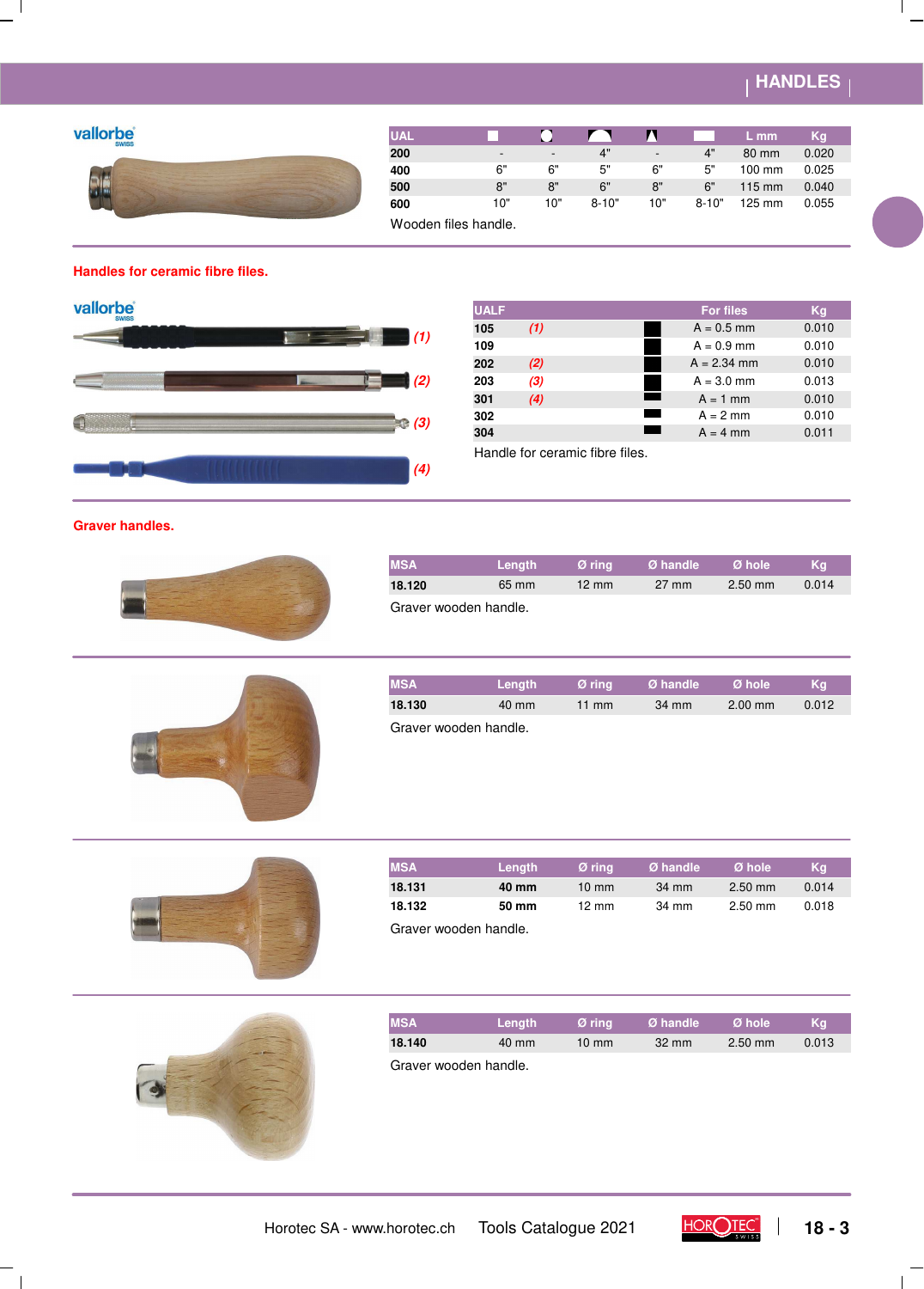# HANDLES

vallorbe SWISS

| UAL | ■ | ● | ◗ | ▲ | ▬ | L mm | Kg |
|---|---|---|---|---|---|---|---|
| 200 | - | - | 4" | - | 4" | 80 mm | 0.020 |
| 400 | 6" | 6" | 5" | 6" | 5" | 100 mm | 0.025 |
| 500 | 8" | 8" | 6" | 8" | 6" | 115 mm | 0.040 |
| 600 | 10" | 10" | 8-10" | 10" | 8-10" | 125 mm | 0.055 |

Wooden files handle.

## Handles for ceramic fibre files.

vallorbe SWISS

(1)

(2)

(3)

(4)

| UALF | | | For files | Kg |
|---|---|---|---|---|
| 105 | *(1)* | ■ | A = 0.5 mm | 0.010 |
| 109 | | ■ | A = 0.9 mm | 0.010 |
| 202 | *(2)* | ■ | A = 2.34 mm | 0.010 |
| 203 | *(3)* | ■ | A = 3.0 mm | 0.013 |
| 301 | *(4)* | ▬ | A = 1 mm | 0.010 |
| 302 | | ▬ | A = 2 mm | 0.010 |
| 304 | | ▬ | A = 4 mm | 0.011 |

Handle for ceramic fibre files.

## Graver handles.

| MSA | Length | Ø ring | Ø handle | Ø hole | Kg |
|---|---|---|---|---|---|
| 18.120 | 65 mm | 12 mm | 27 mm | 2.50 mm | 0.014 |

Graver wooden handle.

| MSA | Length | Ø ring | Ø handle | Ø hole | Kg |
|---|---|---|---|---|---|
| 18.130 | 40 mm | 11 mm | 34 mm | 2.00 mm | 0.012 |

Graver wooden handle.

| MSA | Length | Ø ring | Ø handle | Ø hole | Kg |
|---|---|---|---|---|---|
| 18.131 | **40 mm** | 10 mm | 34 mm | 2.50 mm | 0.014 |
| 18.132 | **50 mm** | 12 mm | 34 mm | 2.50 mm | 0.018 |

Graver wooden handle.

| MSA | Length | Ø ring | Ø handle | Ø hole | Kg |
|---|---|---|---|---|---|
| 18.140 | 40 mm | 10 mm | 32 mm | 2.50 mm | 0.013 |

Graver wooden handle.

Horotec SA - www.horotec.ch Tools Catalogue 2021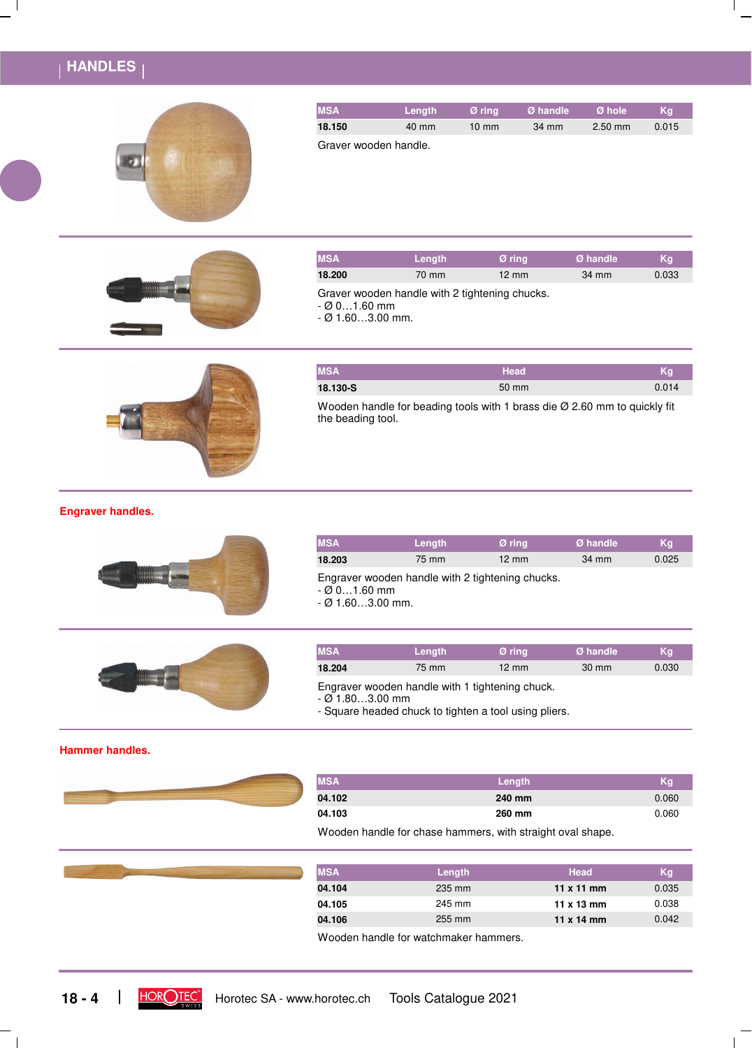# HANDLES

| MSA | Length | Ø ring | Ø handle | Ø hole | Kg |
|---|---|---|---|---|---|
| 18.150 | 40 mm | 10 mm | 34 mm | 2.50 mm | 0.015 |

Graver wooden handle.

| MSA | Length | Ø ring | Ø handle | Kg |
|---|---|---|---|---|
| 18.200 | 70 mm | 12 mm | 34 mm | 0.033 |

Graver wooden handle with 2 tightening chucks.
- Ø 0…1.60 mm
- Ø 1.60…3.00 mm.

| MSA | Head | Kg |
|---|---|---|
| 18.130-S | 50 mm | 0.014 |

Wooden handle for beading tools with 1 brass die Ø 2.60 mm to quickly fit the beading tool.

## Engraver handles.

| MSA | Length | Ø ring | Ø handle | Kg |
|---|---|---|---|---|
| 18.203 | 75 mm | 12 mm | 34 mm | 0.025 |

Engraver wooden handle with 2 tightening chucks.
- Ø 0…1.60 mm
- Ø 1.60…3.00 mm.

| MSA | Length | Ø ring | Ø handle | Kg |
|---|---|---|---|---|
| 18.204 | 75 mm | 12 mm | 30 mm | 0.030 |

Engraver wooden handle with 1 tightening chuck.
- Ø 1.80…3.00 mm
- Square headed chuck to tighten a tool using pliers.

## Hammer handles.

| MSA | Length | Kg |
|---|---|---|
| 04.102 | **240 mm** | 0.060 |
| 04.103 | **260 mm** | 0.060 |

Wooden handle for chase hammers, with straight oval shape.

| MSA | Length | Head | Kg |
|---|---|---|---|
| 04.104 | 235 mm | **11 x 11 mm** | 0.035 |
| 04.105 | 245 mm | **11 x 13 mm** | 0.038 |
| 04.106 | 255 mm | **11 x 14 mm** | 0.042 |

Wooden handle for watchmaker hammers.